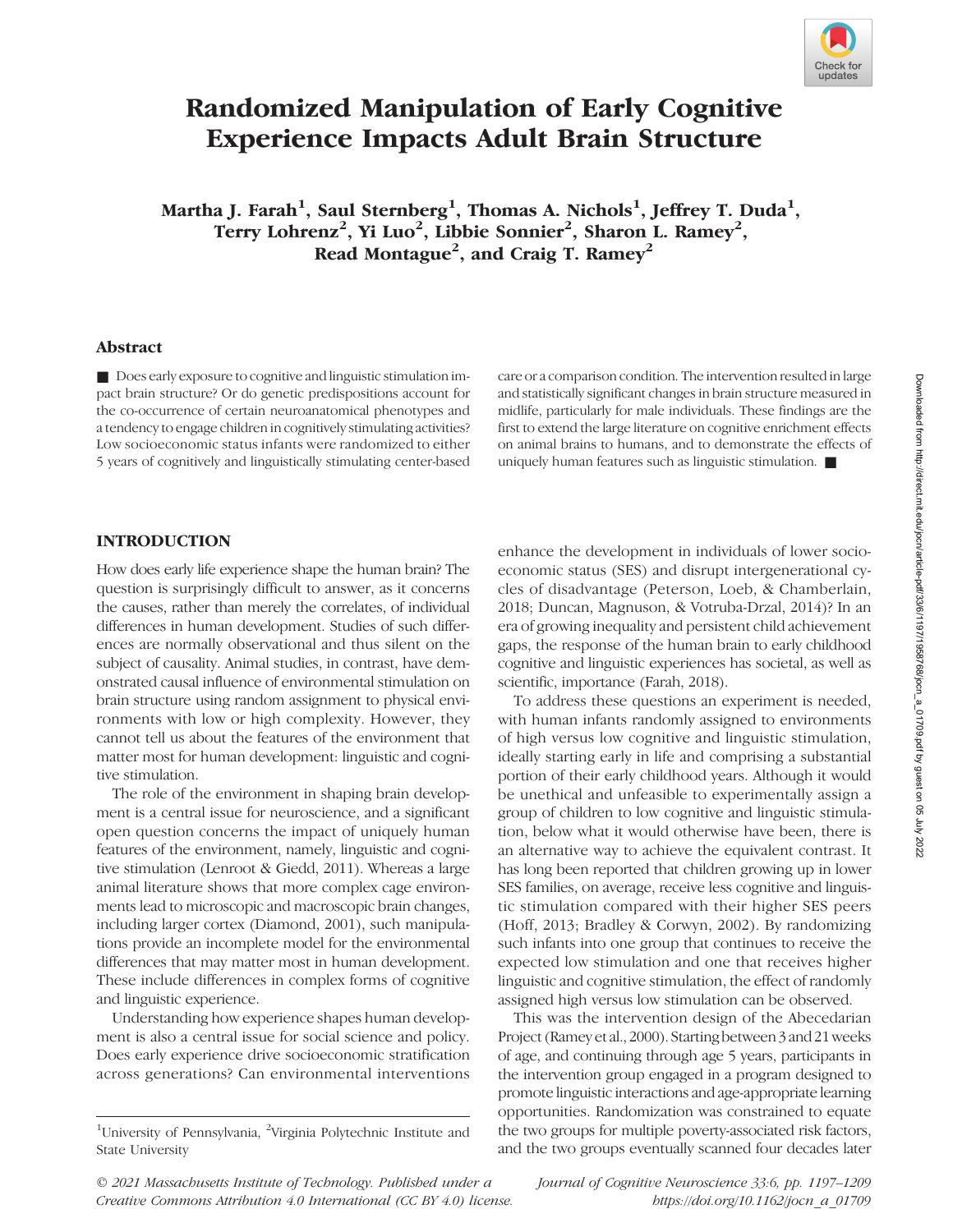# Randomized Manipulation of Early Cognitive Experience Impacts Adult Brain Structure

**Martha J. Farah[1], Saul Sternberg[1], Thomas A. Nichols[1], Jeffrey T. Duda[1], Terry Lohrenz[2], Yi Luo[2], Libbie Sonnier[2], Sharon L. Ramey[2], Read Montague[2], and Craig T. Ramey[2]**

## Abstract

■ Does early exposure to cognitive and linguistic stimulation impact brain structure? Or do genetic predispositions account for the co-occurrence of certain neuroanatomical phenotypes and a tendency to engage children in cognitively stimulating activities? Low socioeconomic status infants were randomized to either 5 years of cognitively and linguistically stimulating center-based care or a comparison condition. The intervention resulted in large and statistically significant changes in brain structure measured in midlife, particularly for male individuals. These findings are the first to extend the large literature on cognitive enrichment effects on animal brains to humans, and to demonstrate the effects of uniquely human features such as linguistic stimulation. ■

## INTRODUCTION

How does early life experience shape the human brain? The question is surprisingly difficult to answer, as it concerns the causes, rather than merely the correlates, of individual differences in human development. Studies of such differences are normally observational and thus silent on the subject of causality. Animal studies, in contrast, have demonstrated causal influence of environmental stimulation on brain structure using random assignment to physical environments with low or high complexity. However, they cannot tell us about the features of the environment that matter most for human development: linguistic and cognitive stimulation.

The role of the environment in shaping brain development is a central issue for neuroscience, and a significant open question concerns the impact of uniquely human features of the environment, namely, linguistic and cognitive stimulation (Lenroot & Giedd, 2011). Whereas a large animal literature shows that more complex cage environments lead to microscopic and macroscopic brain changes, including larger cortex (Diamond, 2001), such manipulations provide an incomplete model for the environmental differences that may matter most in human development. These include differences in complex forms of cognitive and linguistic experience.

Understanding how experience shapes human development is also a central issue for social science and policy. Does early experience drive socioeconomic stratification across generations? Can environmental interventions enhance the development in individuals of lower socioeconomic status (SES) and disrupt intergenerational cycles of disadvantage (Peterson, Loeb, & Chamberlain, 2018; Duncan, Magnuson, & Votruba-Drzal, 2014)? In an era of growing inequality and persistent child achievement gaps, the response of the human brain to early childhood cognitive and linguistic experiences has societal, as well as scientific, importance (Farah, 2018).

To address these questions an experiment is needed, with human infants randomly assigned to environments of high versus low cognitive and linguistic stimulation, ideally starting early in life and comprising a substantial portion of their early childhood years. Although it would be unethical and unfeasible to experimentally assign a group of children to low cognitive and linguistic stimulation, below what it would otherwise have been, there is an alternative way to achieve the equivalent contrast. It has long been reported that children growing up in lower SES families, on average, receive less cognitive and linguistic stimulation compared with their higher SES peers (Hoff, 2013; Bradley & Corwyn, 2002). By randomizing such infants into one group that continues to receive the expected low stimulation and one that receives higher linguistic and cognitive stimulation, the effect of randomly assigned high versus low stimulation can be observed.

This was the intervention design of the Abecedarian Project (Ramey et al., 2000). Starting between 3 and 21 weeks of age, and continuing through age 5 years, participants in the intervention group engaged in a program designed to promote linguistic interactions and age-appropriate learning opportunities. Randomization was constrained to equate the two groups for multiple poverty-associated risk factors, and the two groups eventually scanned four decades later

[1]University of Pennsylvania, [2]Virginia Polytechnic Institute and State University

*© 2021 Massachusetts Institute of Technology. Published under a Creative Commons Attribution 4.0 International (CC BY 4.0) license.*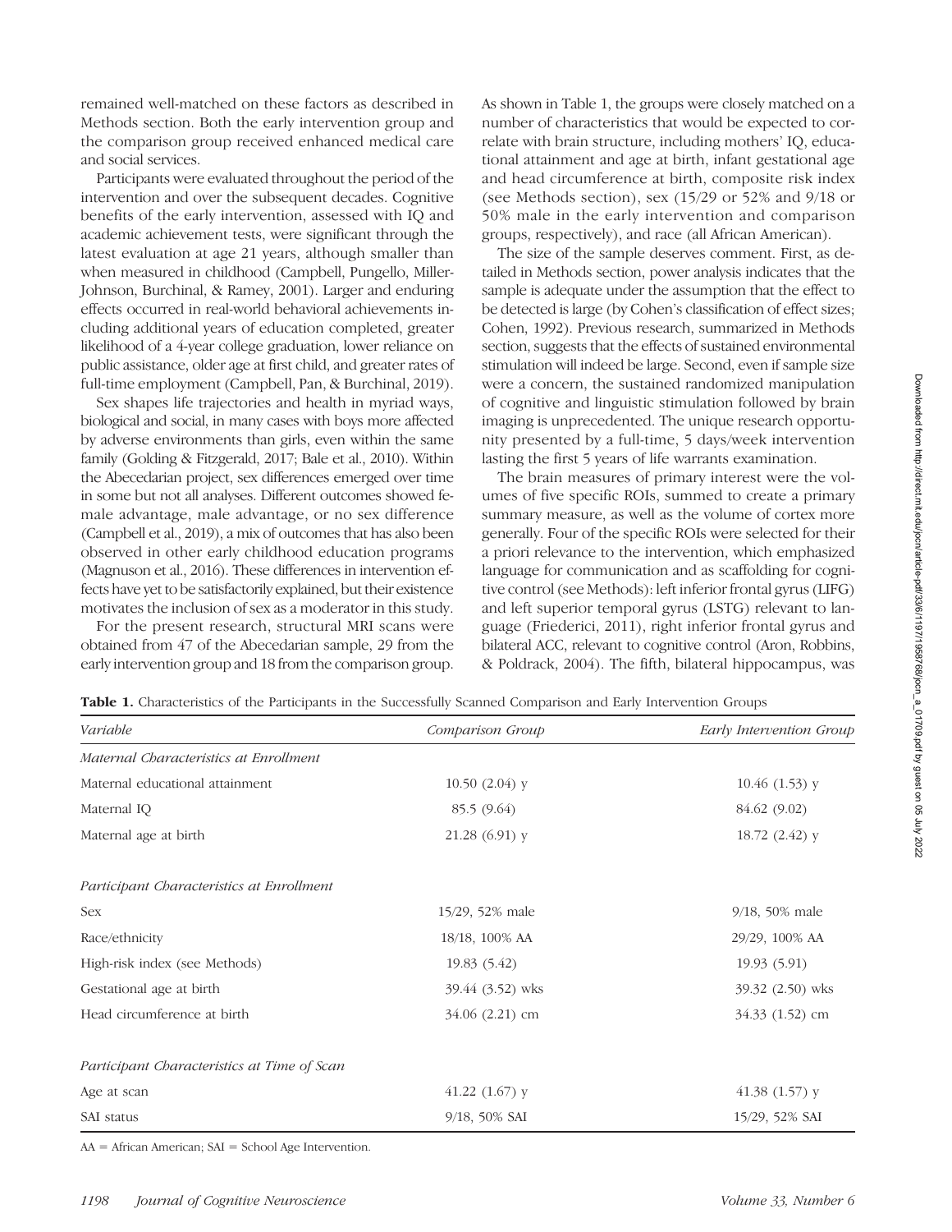remained well-matched on these factors as described in Methods section. Both the early intervention group and the comparison group received enhanced medical care and social services.

Participants were evaluated throughout the period of the intervention and over the subsequent decades. Cognitive benefits of the early intervention, assessed with IQ and academic achievement tests, were significant through the latest evaluation at age 21 years, although smaller than when measured in childhood (Campbell, Pungello, Miller-Johnson, Burchinal, & Ramey, 2001). Larger and enduring effects occurred in real-world behavioral achievements including additional years of education completed, greater likelihood of a 4-year college graduation, lower reliance on public assistance, older age at first child, and greater rates of full-time employment (Campbell, Pan, & Burchinal, 2019).

Sex shapes life trajectories and health in myriad ways, biological and social, in many cases with boys more affected by adverse environments than girls, even within the same family (Golding & Fitzgerald, 2017; Bale et al., 2010). Within the Abecedarian project, sex differences emerged over time in some but not all analyses. Different outcomes showed female advantage, male advantage, or no sex difference (Campbell et al., 2019), a mix of outcomes that has also been observed in other early childhood education programs (Magnuson et al., 2016). These differences in intervention effects have yet to be satisfactorily explained, but their existence motivates the inclusion of sex as a moderator in this study.

For the present research, structural MRI scans were obtained from 47 of the Abecedarian sample, 29 from the early intervention group and 18 from the comparison group. As shown in Table 1, the groups were closely matched on a number of characteristics that would be expected to correlate with brain structure, including mothers' IQ, educational attainment and age at birth, infant gestational age and head circumference at birth, composite risk index (see Methods section), sex (15/29 or 52% and 9/18 or 50% male in the early intervention and comparison groups, respectively), and race (all African American).

The size of the sample deserves comment. First, as detailed in Methods section, power analysis indicates that the sample is adequate under the assumption that the effect to be detected is large (by Cohen's classification of effect sizes; Cohen, 1992). Previous research, summarized in Methods section, suggests that the effects of sustained environmental stimulation will indeed be large. Second, even if sample size were a concern, the sustained randomized manipulation of cognitive and linguistic stimulation followed by brain imaging is unprecedented. The unique research opportunity presented by a full-time, 5 days/week intervention lasting the first 5 years of life warrants examination.

The brain measures of primary interest were the volumes of five specific ROIs, summed to create a primary summary measure, as well as the volume of cortex more generally. Four of the specific ROIs were selected for their a priori relevance to the intervention, which emphasized language for communication and as scaffolding for cognitive control (see Methods): left inferior frontal gyrus (LIFG) and left superior temporal gyrus (LSTG) relevant to language (Friederici, 2011), right inferior frontal gyrus and bilateral ACC, relevant to cognitive control (Aron, Robbins, & Poldrack, 2004). The fifth, bilateral hippocampus, was

**Table 1.** Characteristics of the Participants in the Successfully Scanned Comparison and Early Intervention Groups

| *Variable* | *Comparison Group* | *Early Intervention Group* |
|---|---|---|
| *Maternal Characteristics at Enrollment* | | |
| Maternal educational attainment | 10.50 (2.04) y | 10.46 (1.53) y |
| Maternal IQ | 85.5 (9.64) | 84.62 (9.02) |
| Maternal age at birth | 21.28 (6.91) y | 18.72 (2.42) y |
| *Participant Characteristics at Enrollment* | | |
| Sex | 15/29, 52% male | 9/18, 50% male |
| Race/ethnicity | 18/18, 100% AA | 29/29, 100% AA |
| High-risk index (see Methods) | 19.83 (5.42) | 19.93 (5.91) |
| Gestational age at birth | 39.44 (3.52) wks | 39.32 (2.50) wks |
| Head circumference at birth | 34.06 (2.21) cm | 34.33 (1.52) cm |
| *Participant Characteristics at Time of Scan* | | |
| Age at scan | 41.22 (1.67) y | 41.38 (1.57) y |
| SAI status | 9/18, 50% SAI | 15/29, 52% SAI |

AA = African American; SAI = School Age Intervention.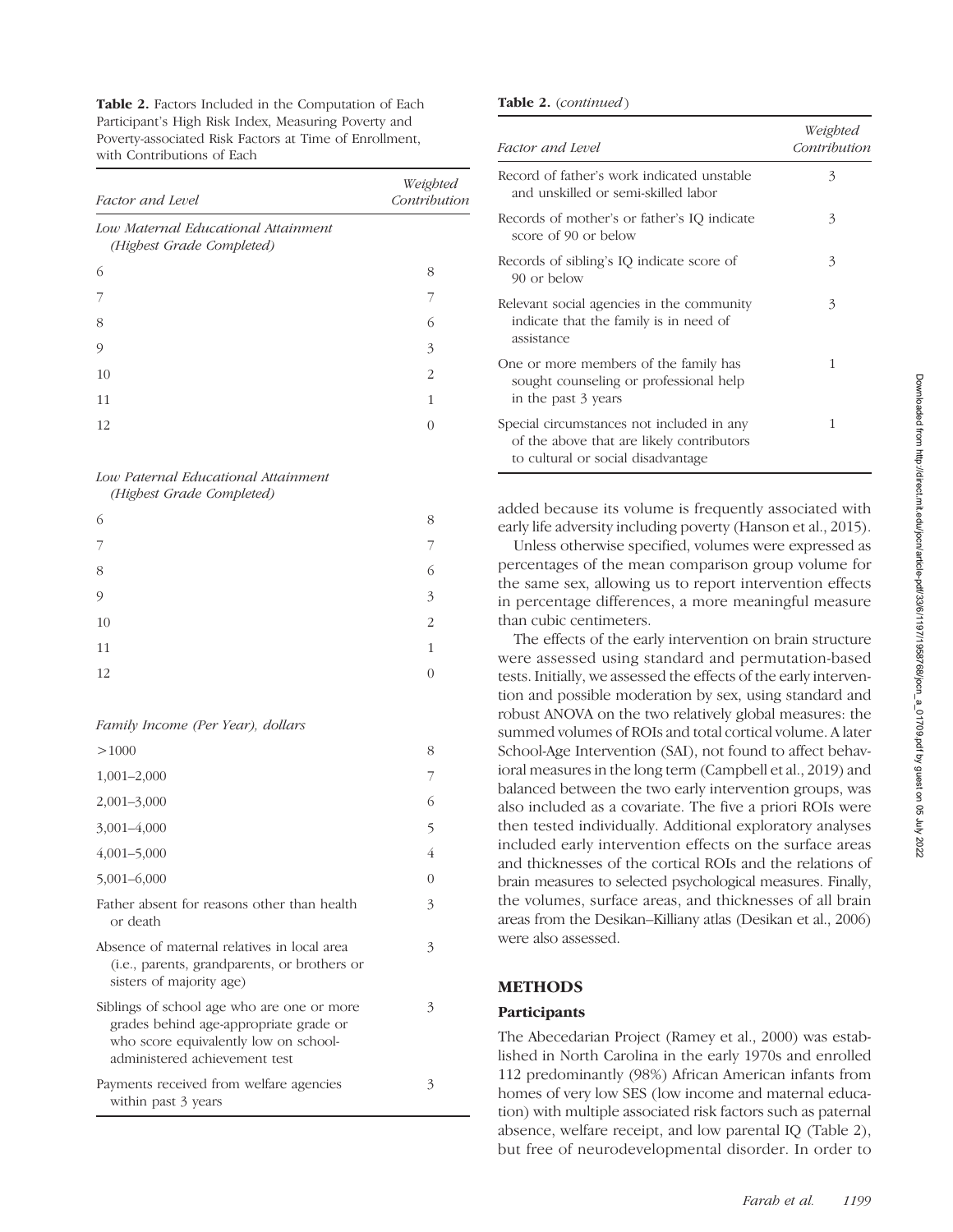**Table 2.** Factors Included in the Computation of Each Participant's High Risk Index, Measuring Poverty and Poverty-associated Risk Factors at Time of Enrollment, with Contributions of Each

| *Factor and Level* | *Weighted Contribution* |
|---|---|
| *Low Maternal Educational Attainment (Highest Grade Completed)* | |
| 6 | 8 |
| 7 | 7 |
| 8 | 6 |
| 9 | 3 |
| 10 | 2 |
| 11 | 1 |
| 12 | 0 |
| *Low Paternal Educational Attainment (Highest Grade Completed)* | |
| 6 | 8 |
| 7 | 7 |
| 8 | 6 |
| 9 | 3 |
| 10 | 2 |
| 11 | 1 |
| 12 | 0 |
| *Family Income (Per Year), dollars* | |
| >1000 | 8 |
| 1,001–2,000 | 7 |
| 2,001–3,000 | 6 |
| 3,001–4,000 | 5 |
| 4,001–5,000 | 4 |
| 5,001–6,000 | 0 |
| Father absent for reasons other than health or death | 3 |
| Absence of maternal relatives in local area (i.e., parents, grandparents, or brothers or sisters of majority age) | 3 |
| Siblings of school age who are one or more grades behind age-appropriate grade or who score equivalently low on school-administered achievement test | 3 |
| Payments received from welfare agencies within past 3 years | 3 |
| Record of father's work indicated unstable and unskilled or semi-skilled labor | 3 |
| Records of mother's or father's IQ indicate score of 90 or below | 3 |
| Records of sibling's IQ indicate score of 90 or below | 3 |
| Relevant social agencies in the community indicate that the family is in need of assistance | 3 |
| One or more members of the family has sought counseling or professional help in the past 3 years | 1 |
| Special circumstances not included in any of the above that are likely contributors to cultural or social disadvantage | 1 |

added because its volume is frequently associated with early life adversity including poverty (Hanson et al., 2015).

Unless otherwise specified, volumes were expressed as percentages of the mean comparison group volume for the same sex, allowing us to report intervention effects in percentage differences, a more meaningful measure than cubic centimeters.

The effects of the early intervention on brain structure were assessed using standard and permutation-based tests. Initially, we assessed the effects of the early intervention and possible moderation by sex, using standard and robust ANOVA on the two relatively global measures: the summed volumes of ROIs and total cortical volume. A later School-Age Intervention (SAI), not found to affect behavioral measures in the long term (Campbell et al., 2019) and balanced between the two early intervention groups, was also included as a covariate. The five a priori ROIs were then tested individually. Additional exploratory analyses included early intervention effects on the surface areas and thicknesses of the cortical ROIs and the relations of brain measures to selected psychological measures. Finally, the volumes, surface areas, and thicknesses of all brain areas from the Desikan–Killiany atlas (Desikan et al., 2006) were also assessed.

## METHODS

### Participants

The Abecedarian Project (Ramey et al., 2000) was established in North Carolina in the early 1970s and enrolled 112 predominantly (98%) African American infants from homes of very low SES (low income and maternal education) with multiple associated risk factors such as paternal absence, welfare receipt, and low parental IQ (Table 2), but free of neurodevelopmental disorder. In order to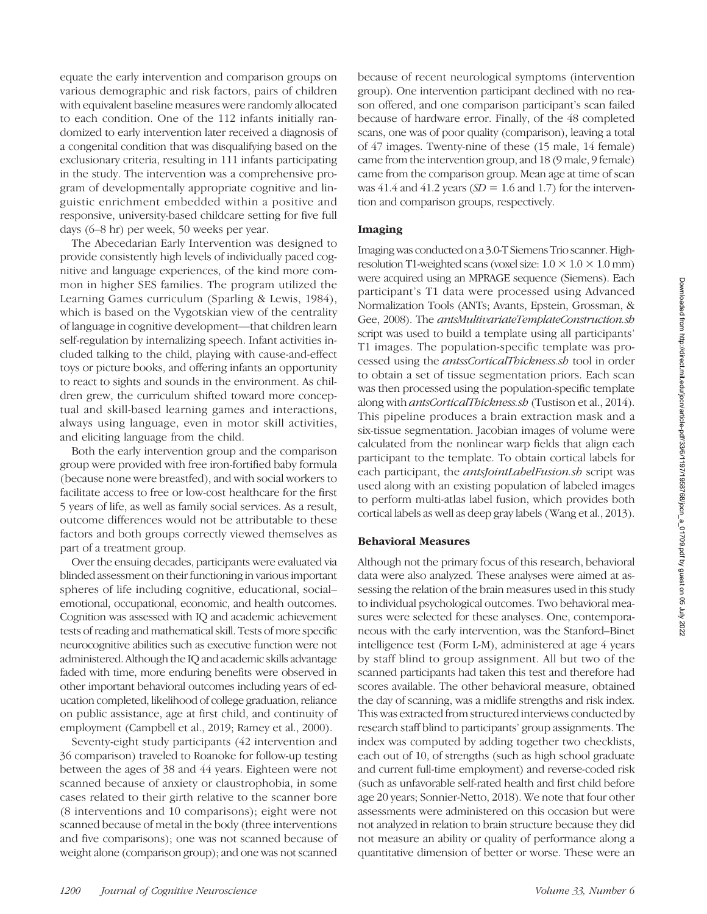equate the early intervention and comparison groups on various demographic and risk factors, pairs of children with equivalent baseline measures were randomly allocated to each condition. One of the 112 infants initially randomized to early intervention later received a diagnosis of a congenital condition that was disqualifying based on the exclusionary criteria, resulting in 111 infants participating in the study. The intervention was a comprehensive program of developmentally appropriate cognitive and linguistic enrichment embedded within a positive and responsive, university-based childcare setting for five full days (6–8 hr) per week, 50 weeks per year.

The Abecedarian Early Intervention was designed to provide consistently high levels of individually paced cognitive and language experiences, of the kind more common in higher SES families. The program utilized the Learning Games curriculum (Sparling & Lewis, 1984), which is based on the Vygotskian view of the centrality of language in cognitive development—that children learn self-regulation by internalizing speech. Infant activities included talking to the child, playing with cause-and-effect toys or picture books, and offering infants an opportunity to react to sights and sounds in the environment. As children grew, the curriculum shifted toward more conceptual and skill-based learning games and interactions, always using language, even in motor skill activities, and eliciting language from the child.

Both the early intervention group and the comparison group were provided with free iron-fortified baby formula (because none were breastfed), and with social workers to facilitate access to free or low-cost healthcare for the first 5 years of life, as well as family social services. As a result, outcome differences would not be attributable to these factors and both groups correctly viewed themselves as part of a treatment group.

Over the ensuing decades, participants were evaluated via blinded assessment on their functioning in various important spheres of life including cognitive, educational, social–emotional, occupational, economic, and health outcomes. Cognition was assessed with IQ and academic achievement tests of reading and mathematical skill. Tests of more specific neurocognitive abilities such as executive function were not administered. Although the IQ and academic skills advantage faded with time, more enduring benefits were observed in other important behavioral outcomes including years of education completed, likelihood of college graduation, reliance on public assistance, age at first child, and continuity of employment (Campbell et al., 2019; Ramey et al., 2000).

Seventy-eight study participants (42 intervention and 36 comparison) traveled to Roanoke for follow-up testing between the ages of 38 and 44 years. Eighteen were not scanned because of anxiety or claustrophobia, in some cases related to their girth relative to the scanner bore (8 interventions and 10 comparisons); eight were not scanned because of metal in the body (three interventions and five comparisons); one was not scanned because of weight alone (comparison group); and one was not scanned because of recent neurological symptoms (intervention group). One intervention participant declined with no reason offered, and one comparison participant's scan failed because of hardware error. Finally, of the 48 completed scans, one was of poor quality (comparison), leaving a total of 47 images. Twenty-nine of these (15 male, 14 female) came from the intervention group, and 18 (9 male, 9 female) came from the comparison group. Mean age at time of scan was 41.4 and 41.2 years (*SD* = 1.6 and 1.7) for the intervention and comparison groups, respectively.

### Imaging

Imaging was conducted on a 3.0-T Siemens Trio scanner. High-resolution T1-weighted scans (voxel size: $1.0 \times 1.0 \times 1.0$ mm) were acquired using an MPRAGE sequence (Siemens). Each participant's T1 data were processed using Advanced Normalization Tools (ANTs; Avants, Epstein, Grossman, & Gee, 2008). The *antsMultivariateTemplateConstruction.sh* script was used to build a template using all participants' T1 images. The population-specific template was processed using the *antssCorticalThickness.sh* tool in order to obtain a set of tissue segmentation priors. Each scan was then processed using the population-specific template along with *antsCorticalThickness.sh* (Tustison et al., 2014). This pipeline produces a brain extraction mask and a six-tissue segmentation. Jacobian images of volume were calculated from the nonlinear warp fields that align each participant to the template. To obtain cortical labels for each participant, the *antsJointLabelFusion.sh* script was used along with an existing population of labeled images to perform multi-atlas label fusion, which provides both cortical labels as well as deep gray labels (Wang et al., 2013).

### Behavioral Measures

Although not the primary focus of this research, behavioral data were also analyzed. These analyses were aimed at assessing the relation of the brain measures used in this study to individual psychological outcomes. Two behavioral measures were selected for these analyses. One, contemporaneous with the early intervention, was the Stanford–Binet intelligence test (Form L-M), administered at age 4 years by staff blind to group assignment. All but two of the scanned participants had taken this test and therefore had scores available. The other behavioral measure, obtained the day of scanning, was a midlife strengths and risk index. This was extracted from structured interviews conducted by research staff blind to participants' group assignments. The index was computed by adding together two checklists, each out of 10, of strengths (such as high school graduate and current full-time employment) and reverse-coded risk (such as unfavorable self-rated health and first child before age 20 years; Sonnier-Netto, 2018). We note that four other assessments were administered on this occasion but were not analyzed in relation to brain structure because they did not measure an ability or quality of performance along a quantitative dimension of better or worse. These were an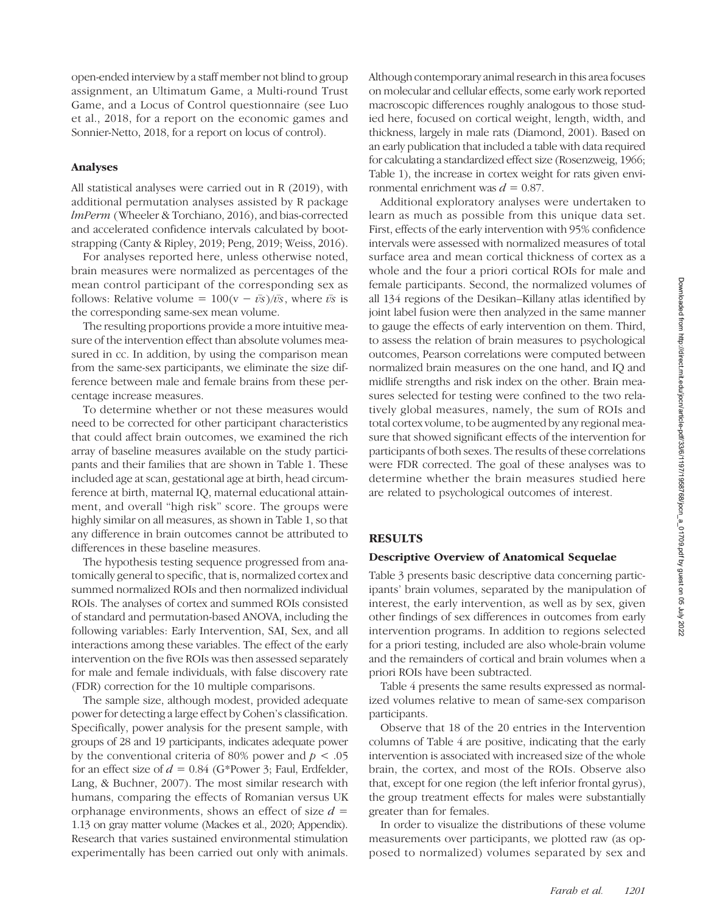open-ended interview by a staff member not blind to group assignment, an Ultimatum Game, a Multi-round Trust Game, and a Locus of Control questionnaire (see Luo et al., 2018, for a report on the economic games and Sonnier-Netto, 2018, for a report on locus of control).

### Analyses

All statistical analyses were carried out in R (2019), with additional permutation analyses assisted by R package *lmPerm* (Wheeler & Torchiano, 2016), and bias-corrected and accelerated confidence intervals calculated by bootstrapping (Canty & Ripley, 2019; Peng, 2019; Weiss, 2016).

For analyses reported here, unless otherwise noted, brain measures were normalized as percentages of the mean control participant of the corresponding sex as follows: Relative volume $= 100(v - \bar{v}s)/\bar{v}s$, where $\bar{v}s$ is the corresponding same-sex mean volume.

The resulting proportions provide a more intuitive measure of the intervention effect than absolute volumes measured in cc. In addition, by using the comparison mean from the same-sex participants, we eliminate the size difference between male and female brains from these percentage increase measures.

To determine whether or not these measures would need to be corrected for other participant characteristics that could affect brain outcomes, we examined the rich array of baseline measures available on the study participants and their families that are shown in Table 1. These included age at scan, gestational age at birth, head circumference at birth, maternal IQ, maternal educational attainment, and overall "high risk" score. The groups were highly similar on all measures, as shown in Table 1, so that any difference in brain outcomes cannot be attributed to differences in these baseline measures.

The hypothesis testing sequence progressed from anatomically general to specific, that is, normalized cortex and summed normalized ROIs and then normalized individual ROIs. The analyses of cortex and summed ROIs consisted of standard and permutation-based ANOVA, including the following variables: Early Intervention, SAI, Sex, and all interactions among these variables. The effect of the early intervention on the five ROIs was then assessed separately for male and female individuals, with false discovery rate (FDR) correction for the 10 multiple comparisons.

The sample size, although modest, provided adequate power for detecting a large effect by Cohen's classification. Specifically, power analysis for the present sample, with groups of 28 and 19 participants, indicates adequate power by the conventional criteria of 80% power and $p < .05$ for an effect size of $d = 0.84$ (G*Power 3; Faul, Erdfelder, Lang, & Buchner, 2007). The most similar research with humans, comparing the effects of Romanian versus UK orphanage environments, shows an effect of size $d = 1.13$ on gray matter volume (Mackes et al., 2020; Appendix). Research that varies sustained environmental stimulation experimentally has been carried out only with animals. Although contemporary animal research in this area focuses on molecular and cellular effects, some early work reported macroscopic differences roughly analogous to those studied here, focused on cortical weight, length, width, and thickness, largely in male rats (Diamond, 2001). Based on an early publication that included a table with data required for calculating a standardized effect size (Rosenzweig, 1966; Table 1), the increase in cortex weight for rats given environmental enrichment was $d = 0.87$.

Additional exploratory analyses were undertaken to learn as much as possible from this unique data set. First, effects of the early intervention with 95% confidence intervals were assessed with normalized measures of total surface area and mean cortical thickness of cortex as a whole and the four a priori cortical ROIs for male and female participants. Second, the normalized volumes of all 134 regions of the Desikan–Killany atlas identified by joint label fusion were then analyzed in the same manner to gauge the effects of early intervention on them. Third, to assess the relation of brain measures to psychological outcomes, Pearson correlations were computed between normalized brain measures on the one hand, and IQ and midlife strengths and risk index on the other. Brain measures selected for testing were confined to the two relatively global measures, namely, the sum of ROIs and total cortex volume, to be augmented by any regional measure that showed significant effects of the intervention for participants of both sexes. The results of these correlations were FDR corrected. The goal of these analyses was to determine whether the brain measures studied here are related to psychological outcomes of interest.

## RESULTS

### Descriptive Overview of Anatomical Sequelae

Table 3 presents basic descriptive data concerning participants' brain volumes, separated by the manipulation of interest, the early intervention, as well as by sex, given other findings of sex differences in outcomes from early intervention programs. In addition to regions selected for a priori testing, included are also whole-brain volume and the remainders of cortical and brain volumes when a priori ROIs have been subtracted.

Table 4 presents the same results expressed as normalized volumes relative to mean of same-sex comparison participants.

Observe that 18 of the 20 entries in the Intervention columns of Table 4 are positive, indicating that the early intervention is associated with increased size of the whole brain, the cortex, and most of the ROIs. Observe also that, except for one region (the left inferior frontal gyrus), the group treatment effects for males were substantially greater than for females.

In order to visualize the distributions of these volume measurements over participants, we plotted raw (as opposed to normalized) volumes separated by sex and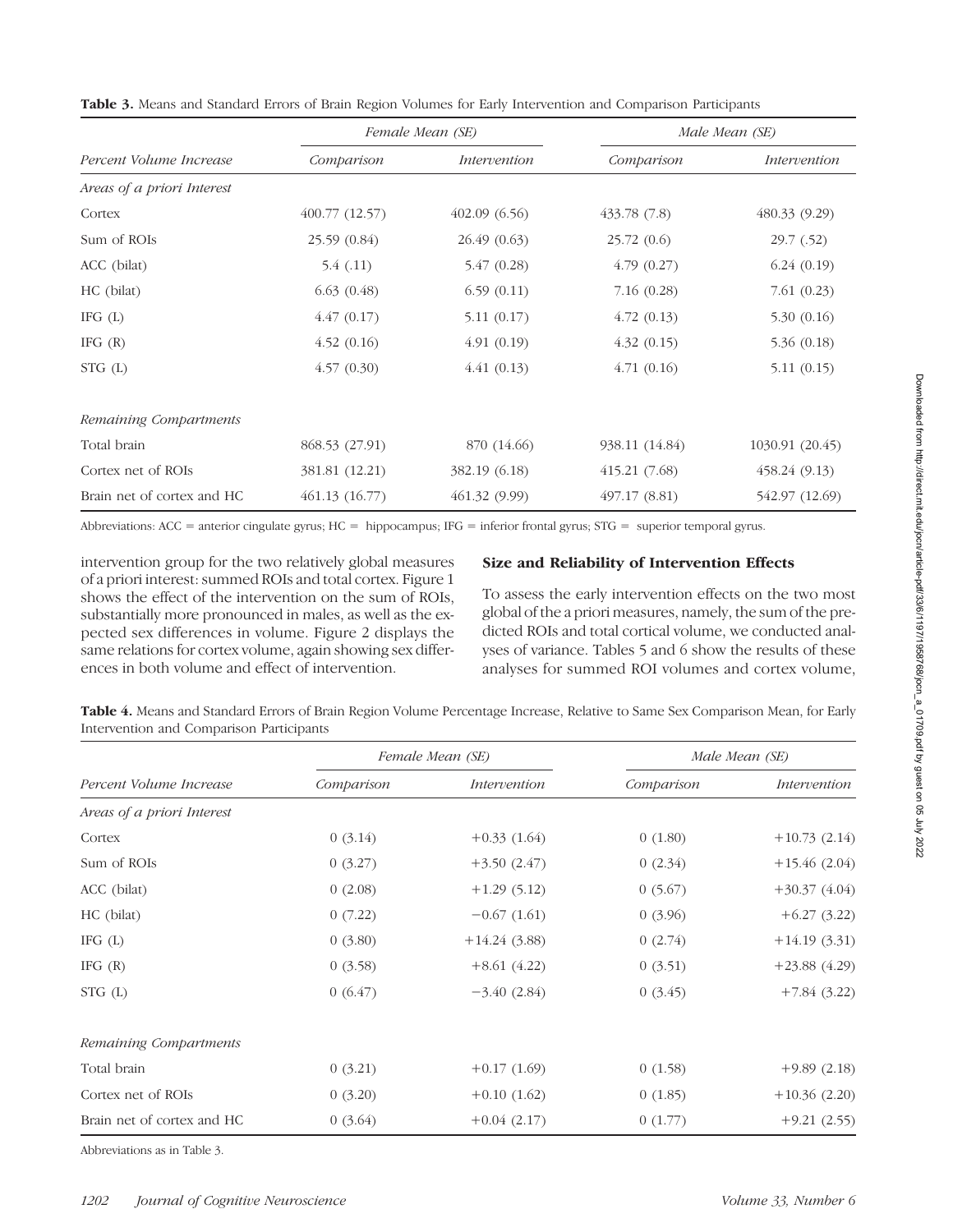**Table 3.** Means and Standard Errors of Brain Region Volumes for Early Intervention and Comparison Participants

| Percent Volume Increase | Female Mean (SE) | | Male Mean (SE) | |
|---|---|---|---|---|
| | Comparison | Intervention | Comparison | Intervention |
| *Areas of a priori Interest* | | | | |
| Cortex | 400.77 (12.57) | 402.09 (6.56) | 433.78 (7.8) | 480.33 (9.29) |
| Sum of ROIs | 25.59 (0.84) | 26.49 (0.63) | 25.72 (0.6) | 29.7 (.52) |
| ACC (bilat) | 5.4 (.11) | 5.47 (0.28) | 4.79 (0.27) | 6.24 (0.19) |
| HC (bilat) | 6.63 (0.48) | 6.59 (0.11) | 7.16 (0.28) | 7.61 (0.23) |
| IFG (L) | 4.47 (0.17) | 5.11 (0.17) | 4.72 (0.13) | 5.30 (0.16) |
| IFG (R) | 4.52 (0.16) | 4.91 (0.19) | 4.32 (0.15) | 5.36 (0.18) |
| STG (L) | 4.57 (0.30) | 4.41 (0.13) | 4.71 (0.16) | 5.11 (0.15) |
| *Remaining Compartments* | | | | |
| Total brain | 868.53 (27.91) | 870 (14.66) | 938.11 (14.84) | 1030.91 (20.45) |
| Cortex net of ROIs | 381.81 (12.21) | 382.19 (6.18) | 415.21 (7.68) | 458.24 (9.13) |
| Brain net of cortex and HC | 461.13 (16.77) | 461.32 (9.99) | 497.17 (8.81) | 542.97 (12.69) |

Abbreviations: ACC = anterior cingulate gyrus; HC = hippocampus; IFG = inferior frontal gyrus; STG = superior temporal gyrus.

intervention group for the two relatively global measures of a priori interest: summed ROIs and total cortex. Figure 1 shows the effect of the intervention on the sum of ROIs, substantially more pronounced in males, as well as the expected sex differences in volume. Figure 2 displays the same relations for cortex volume, again showing sex differences in both volume and effect of intervention.

## Size and Reliability of Intervention Effects

To assess the early intervention effects on the two most global of the a priori measures, namely, the sum of the predicted ROIs and total cortical volume, we conducted analyses of variance. Tables 5 and 6 show the results of these analyses for summed ROI volumes and cortex volume,

**Table 4.** Means and Standard Errors of Brain Region Volume Percentage Increase, Relative to Same Sex Comparison Mean, for Early Intervention and Comparison Participants

| Percent Volume Increase | Female Mean (SE) | | Male Mean (SE) | |
|---|---|---|---|---|
| | Comparison | Intervention | Comparison | Intervention |
| *Areas of a priori Interest* | | | | |
| Cortex | 0 (3.14) | +0.33 (1.64) | 0 (1.80) | +10.73 (2.14) |
| Sum of ROIs | 0 (3.27) | +3.50 (2.47) | 0 (2.34) | +15.46 (2.04) |
| ACC (bilat) | 0 (2.08) | +1.29 (5.12) | 0 (5.67) | +30.37 (4.04) |
| HC (bilat) | 0 (7.22) | −0.67 (1.61) | 0 (3.96) | +6.27 (3.22) |
| IFG (L) | 0 (3.80) | +14.24 (3.88) | 0 (2.74) | +14.19 (3.31) |
| IFG (R) | 0 (3.58) | +8.61 (4.22) | 0 (3.51) | +23.88 (4.29) |
| STG (L) | 0 (6.47) | −3.40 (2.84) | 0 (3.45) | +7.84 (3.22) |
| *Remaining Compartments* | | | | |
| Total brain | 0 (3.21) | +0.17 (1.69) | 0 (1.58) | +9.89 (2.18) |
| Cortex net of ROIs | 0 (3.20) | +0.10 (1.62) | 0 (1.85) | +10.36 (2.20) |
| Brain net of cortex and HC | 0 (3.64) | +0.04 (2.17) | 0 (1.77) | +9.21 (2.55) |

Abbreviations as in Table 3.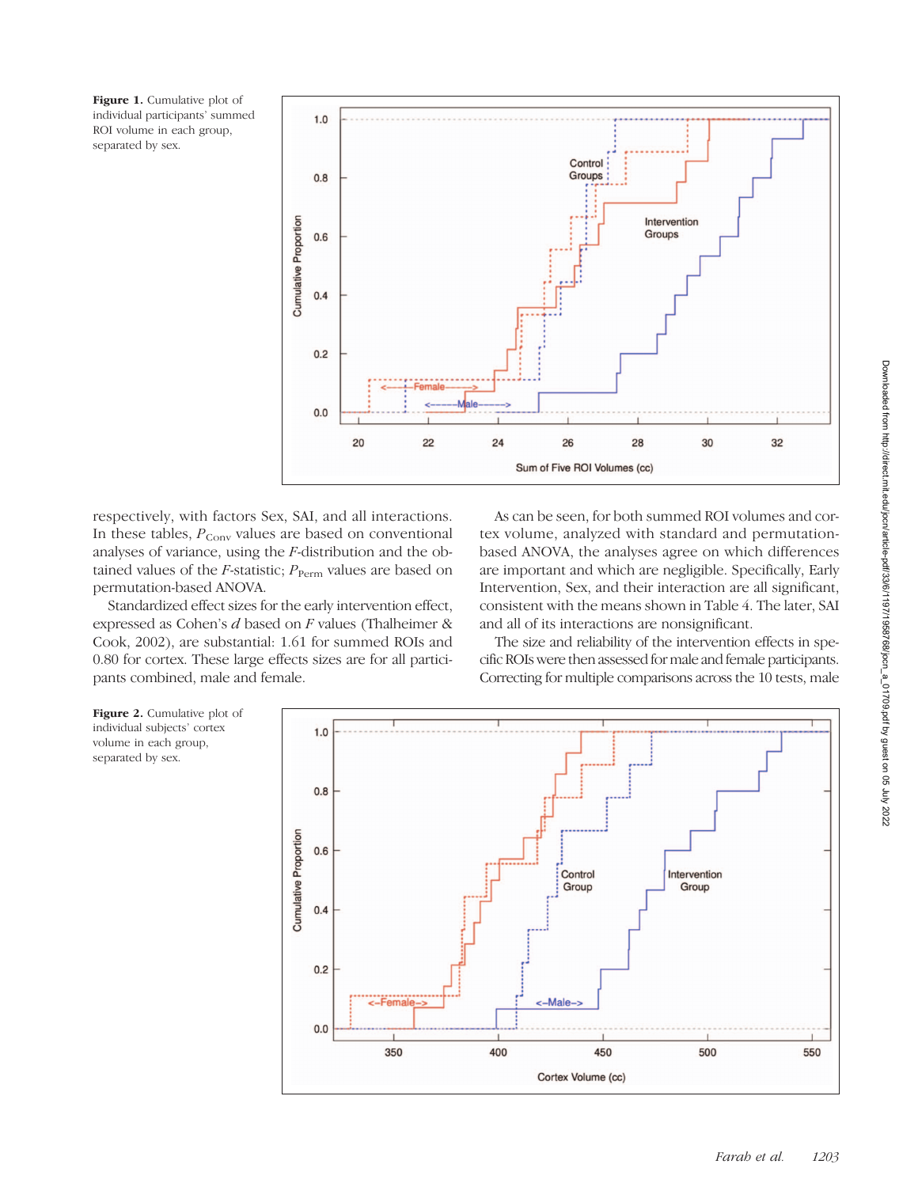**Figure 1.** Cumulative plot of individual participants' summed ROI volume in each group, separated by sex.

**Figure 2.** Cumulative plot of individual subjects' cortex volume in each group, separated by sex.

respectively, with factors Sex, SAI, and all interactions. In these tables, $P_{\text{Conv}}$ values are based on conventional analyses of variance, using the *F*-distribution and the obtained values of the *F*-statistic; $P_{\text{Perm}}$ values are based on permutation-based ANOVA.

Standardized effect sizes for the early intervention effect, expressed as Cohen's *d* based on *F* values (Thalheimer & Cook, 2002), are substantial: 1.61 for summed ROIs and 0.80 for cortex. These large effects sizes are for all participants combined, male and female.

As can be seen, for both summed ROI volumes and cortex volume, analyzed with standard and permutation-based ANOVA, the analyses agree on which differences are important and which are negligible. Specifically, Early Intervention, Sex, and their interaction are all significant, consistent with the means shown in Table 4. The later, SAI and all of its interactions are nonsignificant.

The size and reliability of the intervention effects in specific ROIs were then assessed for male and female participants. Correcting for multiple comparisons across the 10 tests, male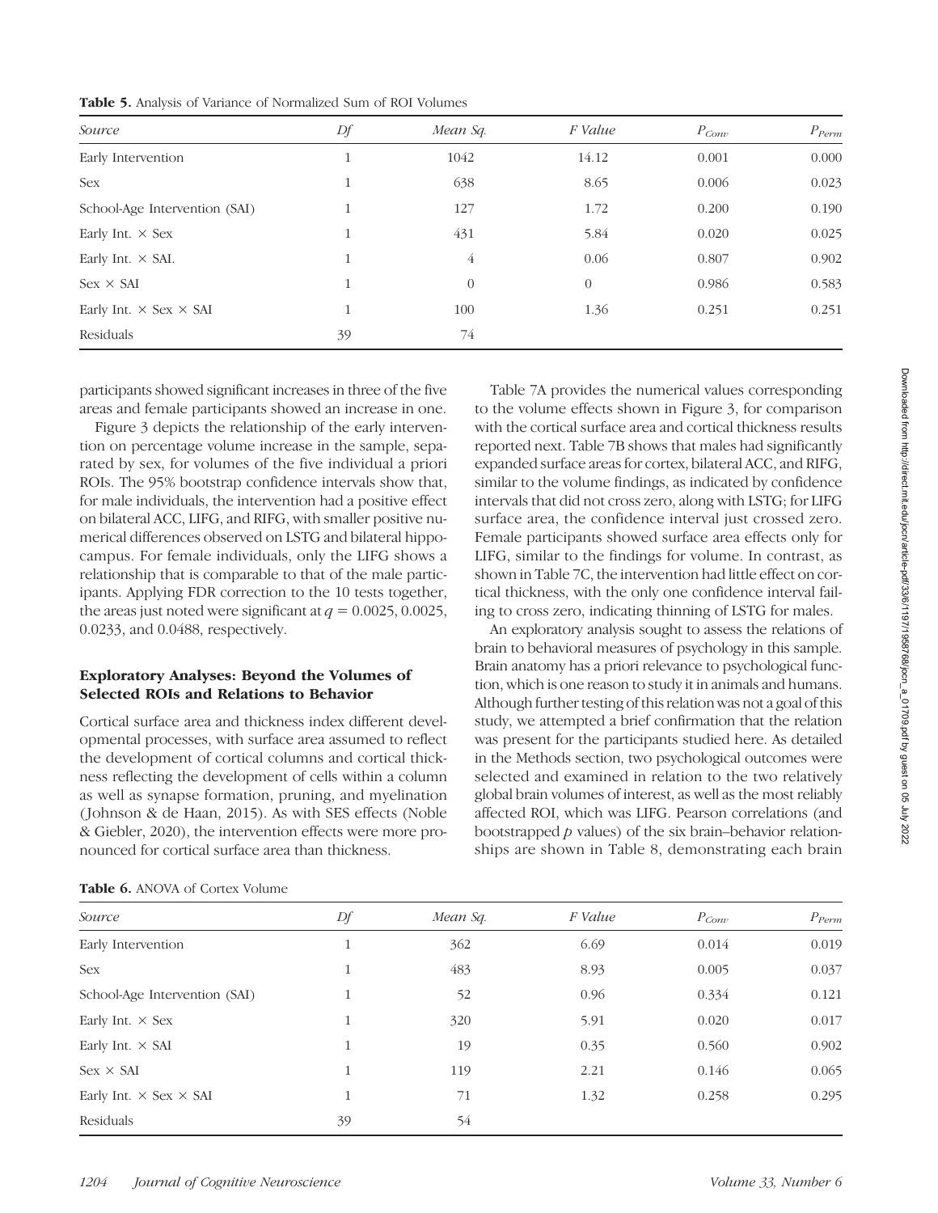**Table 5.** Analysis of Variance of Normalized Sum of ROI Volumes

| Source | Df | Mean Sq. | F Value | $P_{Conv}$ | $P_{Perm}$ |
|---|---|---|---|---|---|
| Early Intervention | 1 | 1042 | 14.12 | 0.001 | 0.000 |
| Sex | 1 | 638 | 8.65 | 0.006 | 0.023 |
| School-Age Intervention (SAI) | 1 | 127 | 1.72 | 0.200 | 0.190 |
| Early Int. × Sex | 1 | 431 | 5.84 | 0.020 | 0.025 |
| Early Int. × SAI. | 1 | 4 | 0.06 | 0.807 | 0.902 |
| Sex × SAI | 1 | 0 | 0 | 0.986 | 0.583 |
| Early Int. × Sex × SAI | 1 | 100 | 1.36 | 0.251 | 0.251 |
| Residuals | 39 | 74 | | | |

participants showed significant increases in three of the five areas and female participants showed an increase in one.

Figure 3 depicts the relationship of the early intervention on percentage volume increase in the sample, separated by sex, for volumes of the five individual a priori ROIs. The 95% bootstrap confidence intervals show that, for male individuals, the intervention had a positive effect on bilateral ACC, LIFG, and RIFG, with smaller positive numerical differences observed on LSTG and bilateral hippocampus. For female individuals, only the LIFG shows a relationship that is comparable to that of the male participants. Applying FDR correction to the 10 tests together, the areas just noted were significant at $q = 0.0025$, 0.0025, 0.0233, and 0.0488, respectively.

### Exploratory Analyses: Beyond the Volumes of Selected ROIs and Relations to Behavior

Cortical surface area and thickness index different developmental processes, with surface area assumed to reflect the development of cortical columns and cortical thickness reflecting the development of cells within a column as well as synapse formation, pruning, and myelination (Johnson & de Haan, 2015). As with SES effects (Noble & Giebler, 2020), the intervention effects were more pronounced for cortical surface area than thickness.

Table 7A provides the numerical values corresponding to the volume effects shown in Figure 3, for comparison with the cortical surface area and cortical thickness results reported next. Table 7B shows that males had significantly expanded surface areas for cortex, bilateral ACC, and RIFG, similar to the volume findings, as indicated by confidence intervals that did not cross zero, along with LSTG; for LIFG surface area, the confidence interval just crossed zero. Female participants showed surface area effects only for LIFG, similar to the findings for volume. In contrast, as shown in Table 7C, the intervention had little effect on cortical thickness, with the only one confidence interval failing to cross zero, indicating thinning of LSTG for males.

An exploratory analysis sought to assess the relations of brain to behavioral measures of psychology in this sample. Brain anatomy has a priori relevance to psychological function, which is one reason to study it in animals and humans. Although further testing of this relation was not a goal of this study, we attempted a brief confirmation that the relation was present for the participants studied here. As detailed in the Methods section, two psychological outcomes were selected and examined in relation to the two relatively global brain volumes of interest, as well as the most reliably affected ROI, which was LIFG. Pearson correlations (and bootstrapped $p$ values) of the six brain–behavior relationships are shown in Table 8, demonstrating each brain

**Table 6.** ANOVA of Cortex Volume

| Source | Df | Mean Sq. | F Value | $P_{Conv}$ | $P_{Perm}$ |
|---|---|---|---|---|---|
| Early Intervention | 1 | 362 | 6.69 | 0.014 | 0.019 |
| Sex | 1 | 483 | 8.93 | 0.005 | 0.037 |
| School-Age Intervention (SAI) | 1 | 52 | 0.96 | 0.334 | 0.121 |
| Early Int. × Sex | 1 | 320 | 5.91 | 0.020 | 0.017 |
| Early Int. × SAI | 1 | 19 | 0.35 | 0.560 | 0.902 |
| Sex × SAI | 1 | 119 | 2.21 | 0.146 | 0.065 |
| Early Int. × Sex × SAI | 1 | 71 | 1.32 | 0.258 | 0.295 |
| Residuals | 39 | 54 | | | |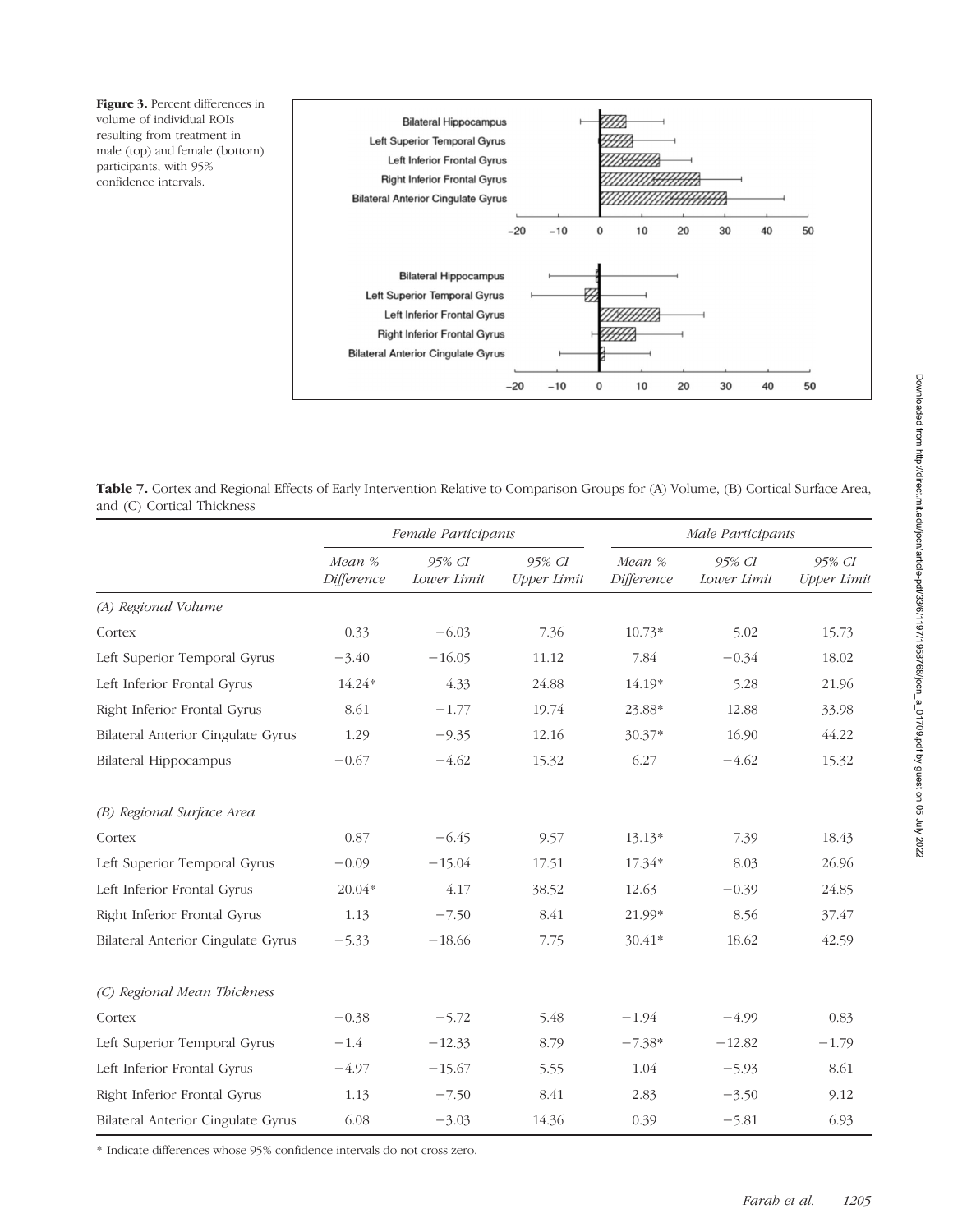**Figure 3.** Percent differences in volume of individual ROIs resulting from treatment in male (top) and female (bottom) participants, with 95% confidence intervals.

**Table 7.** Cortex and Regional Effects of Early Intervention Relative to Comparison Groups for (A) Volume, (B) Cortical Surface Area, and (C) Cortical Thickness

| | *Female Participants* | | | *Male Participants* | | |
|---|---|---|---|---|---|---|
| | *Mean % Difference* | *95% CI Lower Limit* | *95% CI Upper Limit* | *Mean % Difference* | *95% CI Lower Limit* | *95% CI Upper Limit* |
| *(A) Regional Volume* | | | | | | |
| Cortex | 0.33 | −6.03 | 7.36 | 10.73* | 5.02 | 15.73 |
| Left Superior Temporal Gyrus | −3.40 | −16.05 | 11.12 | 7.84 | −0.34 | 18.02 |
| Left Inferior Frontal Gyrus | 14.24* | 4.33 | 24.88 | 14.19* | 5.28 | 21.96 |
| Right Inferior Frontal Gyrus | 8.61 | −1.77 | 19.74 | 23.88* | 12.88 | 33.98 |
| Bilateral Anterior Cingulate Gyrus | 1.29 | −9.35 | 12.16 | 30.37* | 16.90 | 44.22 |
| Bilateral Hippocampus | −0.67 | −4.62 | 15.32 | 6.27 | −4.62 | 15.32 |
| *(B) Regional Surface Area* | | | | | | |
| Cortex | 0.87 | −6.45 | 9.57 | 13.13* | 7.39 | 18.43 |
| Left Superior Temporal Gyrus | −0.09 | −15.04 | 17.51 | 17.34* | 8.03 | 26.96 |
| Left Inferior Frontal Gyrus | 20.04* | 4.17 | 38.52 | 12.63 | −0.39 | 24.85 |
| Right Inferior Frontal Gyrus | 1.13 | −7.50 | 8.41 | 21.99* | 8.56 | 37.47 |
| Bilateral Anterior Cingulate Gyrus | −5.33 | −18.66 | 7.75 | 30.41* | 18.62 | 42.59 |
| *(C) Regional Mean Thickness* | | | | | | |
| Cortex | −0.38 | −5.72 | 5.48 | −1.94 | −4.99 | 0.83 |
| Left Superior Temporal Gyrus | −1.4 | −12.33 | 8.79 | −7.38* | −12.82 | −1.79 |
| Left Inferior Frontal Gyrus | −4.97 | −15.67 | 5.55 | 1.04 | −5.93 | 8.61 |
| Right Inferior Frontal Gyrus | 1.13 | −7.50 | 8.41 | 2.83 | −3.50 | 9.12 |
| Bilateral Anterior Cingulate Gyrus | 6.08 | −3.03 | 14.36 | 0.39 | −5.81 | 6.93 |

* Indicate differences whose 95% confidence intervals do not cross zero.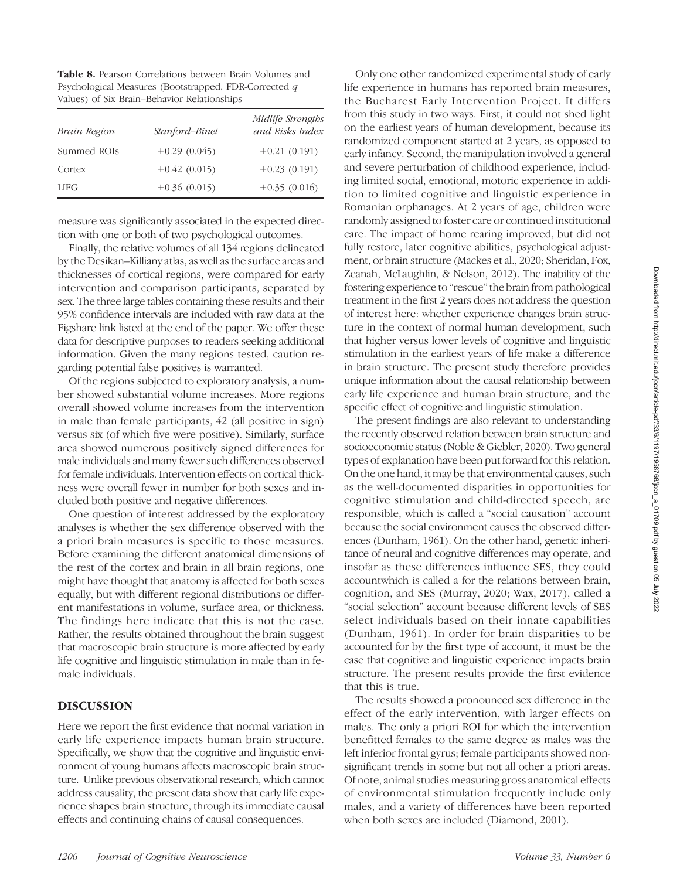**Table 8.** Pearson Correlations between Brain Volumes and Psychological Measures (Bootstrapped, FDR-Corrected *q* Values) of Six Brain–Behavior Relationships

| *Brain Region* | *Stanford–Binet* | *Midlife Strengths and Risks Index* |
|---|---|---|
| Summed ROIs | +0.29 (0.045) | +0.21 (0.191) |
| Cortex | +0.42 (0.015) | +0.23 (0.191) |
| LIFG | +0.36 (0.015) | +0.35 (0.016) |

measure was significantly associated in the expected direction with one or both of two psychological outcomes.

Finally, the relative volumes of all 134 regions delineated by the Desikan–Killiany atlas, as well as the surface areas and thicknesses of cortical regions, were compared for early intervention and comparison participants, separated by sex. The three large tables containing these results and their 95% confidence intervals are included with raw data at the Figshare link listed at the end of the paper. We offer these data for descriptive purposes to readers seeking additional information. Given the many regions tested, caution regarding potential false positives is warranted.

Of the regions subjected to exploratory analysis, a number showed substantial volume increases. More regions overall showed volume increases from the intervention in male than female participants, 42 (all positive in sign) versus six (of which five were positive). Similarly, surface area showed numerous positively signed differences for male individuals and many fewer such differences observed for female individuals. Intervention effects on cortical thickness were overall fewer in number for both sexes and included both positive and negative differences.

One question of interest addressed by the exploratory analyses is whether the sex difference observed with the a priori brain measures is specific to those measures. Before examining the different anatomical dimensions of the rest of the cortex and brain in all brain regions, one might have thought that anatomy is affected for both sexes equally, but with different regional distributions or different manifestations in volume, surface area, or thickness. The findings here indicate that this is not the case. Rather, the results obtained throughout the brain suggest that macroscopic brain structure is more affected by early life cognitive and linguistic stimulation in male than in female individuals.

## DISCUSSION

Here we report the first evidence that normal variation in early life experience impacts human brain structure. Specifically, we show that the cognitive and linguistic environment of young humans affects macroscopic brain structure. Unlike previous observational research, which cannot address causality, the present data show that early life experience shapes brain structure, through its immediate causal effects and continuing chains of causal consequences.

Only one other randomized experimental study of early life experience in humans has reported brain measures, the Bucharest Early Intervention Project. It differs from this study in two ways. First, it could not shed light on the earliest years of human development, because its randomized component started at 2 years, as opposed to early infancy. Second, the manipulation involved a general and severe perturbation of childhood experience, including limited social, emotional, motoric experience in addition to limited cognitive and linguistic experience in Romanian orphanages. At 2 years of age, children were randomly assigned to foster care or continued institutional care. The impact of home rearing improved, but did not fully restore, later cognitive abilities, psychological adjustment, or brain structure (Mackes et al., 2020; Sheridan, Fox, Zeanah, McLaughlin, & Nelson, 2012). The inability of the fostering experience to "rescue" the brain from pathological treatment in the first 2 years does not address the question of interest here: whether experience changes brain structure in the context of normal human development, such that higher versus lower levels of cognitive and linguistic stimulation in the earliest years of life make a difference in brain structure. The present study therefore provides unique information about the causal relationship between early life experience and human brain structure, and the specific effect of cognitive and linguistic stimulation.

The present findings are also relevant to understanding the recently observed relation between brain structure and socioeconomic status (Noble & Giebler, 2020). Two general types of explanation have been put forward for this relation. On the one hand, it may be that environmental causes, such as the well-documented disparities in opportunities for cognitive stimulation and child-directed speech, are responsible, which is called a "social causation" account because the social environment causes the observed differences (Dunham, 1961). On the other hand, genetic inheritance of neural and cognitive differences may operate, and insofar as these differences influence SES, they could accountwhich is called a for the relations between brain, cognition, and SES (Murray, 2020; Wax, 2017), called a "social selection" account because different levels of SES select individuals based on their innate capabilities (Dunham, 1961). In order for brain disparities to be accounted for by the first type of account, it must be the case that cognitive and linguistic experience impacts brain structure. The present results provide the first evidence that this is true.

The results showed a pronounced sex difference in the effect of the early intervention, with larger effects on males. The only a priori ROI for which the intervention benefitted females to the same degree as males was the left inferior frontal gyrus; female participants showed nonsignificant trends in some but not all other a priori areas. Of note, animal studies measuring gross anatomical effects of environmental stimulation frequently include only males, and a variety of differences have been reported when both sexes are included (Diamond, 2001).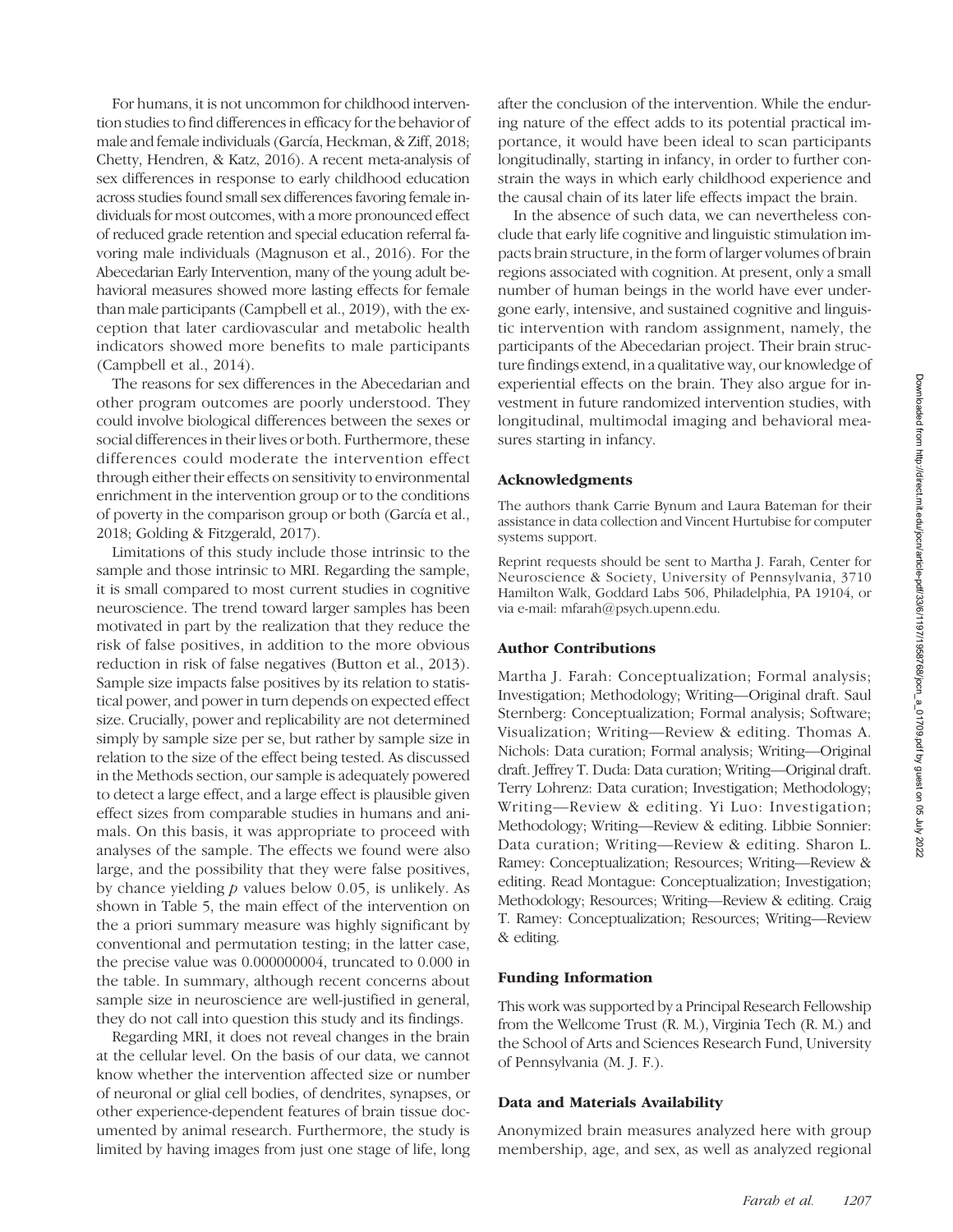For humans, it is not uncommon for childhood intervention studies to find differences in efficacy for the behavior of male and female individuals (García, Heckman, & Ziff, 2018; Chetty, Hendren, & Katz, 2016). A recent meta-analysis of sex differences in response to early childhood education across studies found small sex differences favoring female individuals for most outcomes, with a more pronounced effect of reduced grade retention and special education referral favoring male individuals (Magnuson et al., 2016). For the Abecedarian Early Intervention, many of the young adult behavioral measures showed more lasting effects for female than male participants (Campbell et al., 2019), with the exception that later cardiovascular and metabolic health indicators showed more benefits to male participants (Campbell et al., 2014).

The reasons for sex differences in the Abecedarian and other program outcomes are poorly understood. They could involve biological differences between the sexes or social differences in their lives or both. Furthermore, these differences could moderate the intervention effect through either their effects on sensitivity to environmental enrichment in the intervention group or to the conditions of poverty in the comparison group or both (García et al., 2018; Golding & Fitzgerald, 2017).

Limitations of this study include those intrinsic to the sample and those intrinsic to MRI. Regarding the sample, it is small compared to most current studies in cognitive neuroscience. The trend toward larger samples has been motivated in part by the realization that they reduce the risk of false positives, in addition to the more obvious reduction in risk of false negatives (Button et al., 2013). Sample size impacts false positives by its relation to statistical power, and power in turn depends on expected effect size. Crucially, power and replicability are not determined simply by sample size per se, but rather by sample size in relation to the size of the effect being tested. As discussed in the Methods section, our sample is adequately powered to detect a large effect, and a large effect is plausible given effect sizes from comparable studies in humans and animals. On this basis, it was appropriate to proceed with analyses of the sample. The effects we found were also large, and the possibility that they were false positives, by chance yielding $p$ values below 0.05, is unlikely. As shown in Table 5, the main effect of the intervention on the a priori summary measure was highly significant by conventional and permutation testing; in the latter case, the precise value was 0.000000004, truncated to 0.000 in the table. In summary, although recent concerns about sample size in neuroscience are well-justified in general, they do not call into question this study and its findings.

Regarding MRI, it does not reveal changes in the brain at the cellular level. On the basis of our data, we cannot know whether the intervention affected size or number of neuronal or glial cell bodies, of dendrites, synapses, or other experience-dependent features of brain tissue documented by animal research. Furthermore, the study is limited by having images from just one stage of life, long after the conclusion of the intervention. While the enduring nature of the effect adds to its potential practical importance, it would have been ideal to scan participants longitudinally, starting in infancy, in order to further constrain the ways in which early childhood experience and the causal chain of its later life effects impact the brain.

In the absence of such data, we can nevertheless conclude that early life cognitive and linguistic stimulation impacts brain structure, in the form of larger volumes of brain regions associated with cognition. At present, only a small number of human beings in the world have ever undergone early, intensive, and sustained cognitive and linguistic intervention with random assignment, namely, the participants of the Abecedarian project. Their brain structure findings extend, in a qualitative way, our knowledge of experiential effects on the brain. They also argue for investment in future randomized intervention studies, with longitudinal, multimodal imaging and behavioral measures starting in infancy.

## Acknowledgments

The authors thank Carrie Bynum and Laura Bateman for their assistance in data collection and Vincent Hurtubise for computer systems support.

Reprint requests should be sent to Martha J. Farah, Center for Neuroscience & Society, University of Pennsylvania, 3710 Hamilton Walk, Goddard Labs 506, Philadelphia, PA 19104, or via e-mail: mfarah@psych.upenn.edu.

## Author Contributions

Martha J. Farah: Conceptualization; Formal analysis; Investigation; Methodology; Writing—Original draft. Saul Sternberg: Conceptualization; Formal analysis; Software; Visualization; Writing—Review & editing. Thomas A. Nichols: Data curation; Formal analysis; Writing—Original draft. Jeffrey T. Duda: Data curation; Writing—Original draft. Terry Lohrenz: Data curation; Investigation; Methodology; Writing—Review & editing. Yi Luo: Investigation; Methodology; Writing—Review & editing. Libbie Sonnier: Data curation; Writing—Review & editing. Sharon L. Ramey: Conceptualization; Resources; Writing—Review & editing. Read Montague: Conceptualization; Investigation; Methodology; Resources; Writing—Review & editing. Craig T. Ramey: Conceptualization; Resources; Writing—Review & editing.

## Funding Information

This work was supported by a Principal Research Fellowship from the Wellcome Trust (R. M.), Virginia Tech (R. M.) and the School of Arts and Sciences Research Fund, University of Pennsylvania (M. J. F.).

## Data and Materials Availability

Anonymized brain measures analyzed here with group membership, age, and sex, as well as analyzed regional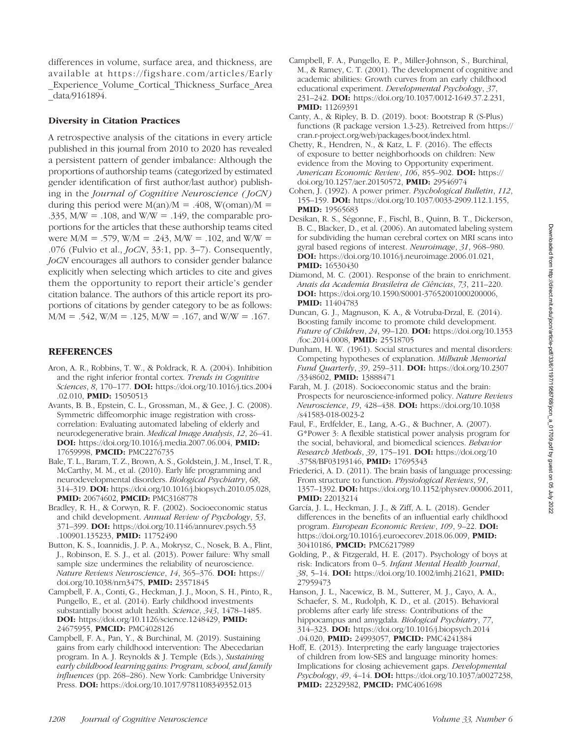differences in volume, surface area, and thickness, are available at https://figshare.com/articles/Early_Experience_Volume_Cortical_Thickness_Surface_Area_data/9161894.

### Diversity in Citation Practices

A retrospective analysis of the citations in every article published in this journal from 2010 to 2020 has revealed a persistent pattern of gender imbalance: Although the proportions of authorship teams (categorized by estimated gender identification of first author/last author) publishing in the *Journal of Cognitive Neuroscience* (*JoCN*) during this period were M(an)/M = .408, W(oman)/M = .335, M/W = .108, and W/W = .149, the comparable proportions for the articles that these authorship teams cited were M/M = .579, W/M = .243, M/W = .102, and W/W = .076 (Fulvio et al., *JoCN*, 33:1, pp. 3–7). Consequently, *JoCN* encourages all authors to consider gender balance explicitly when selecting which articles to cite and gives them the opportunity to report their article's gender citation balance. The authors of this article report its proportions of citations by gender category to be as follows: M/M = .542, W/M = .125, M/W = .167, and W/W = .167.

## REFERENCES

Aron, A. R., Robbins, T. W., & Poldrack, R. A. (2004). Inhibition and the right inferior frontal cortex. *Trends in Cognitive Sciences*, *8*, 170–177. **DOI:** https://doi.org/10.1016/j.tics.2004.02.010, **PMID:** 15050513

Avants, B. B., Epstein, C. L., Grossman, M., & Gee, J. C. (2008). Symmetric diffeomorphic image registration with cross-correlation: Evaluating automated labeling of elderly and neurodegenerative brain. *Medical Image Analysis*, *12*, 26–41. **DOI:** https://doi.org/10.1016/j.media.2007.06.004, **PMID:** 17659998, **PMCID:** PMC2276735

Bale, T. L., Baram, T. Z., Brown, A. S., Goldstein, J. M., Insel, T. R., McCarthy, M. M., et al. (2010). Early life programming and neurodevelopmental disorders. *Biological Psychiatry*, *68*, 314–319. **DOI:** https://doi.org/10.1016/j.biopsych.2010.05.028, **PMID:** 20674602, **PMCID:** PMC3168778

Bradley, R. H., & Corwyn, R. F. (2002). Socioeconomic status and child development. *Annual Review of Psychology*, *53*, 371–399. **DOI:** https://doi.org/10.1146/annurev.psych.53.100901.135233, **PMID:** 11752490

Button, K. S., Ioannidis, J. P. A., Mokrysz, C., Nosek, B. A., Flint, J., Robinson, E. S. J., et al. (2013). Power failure: Why small sample size undermines the reliability of neuroscience. *Nature Reviews Neuroscience*, *14*, 365–376. **DOI:** https://doi.org/10.1038/nrn3475, **PMID:** 23571845

Campbell, F. A., Conti, G., Heckman, J. J., Moon, S. H., Pinto, R., Pungello, E., et al. (2014). Early childhood investments substantially boost adult health. *Science*, *343*, 1478–1485. **DOI:** https://doi.org/10.1126/science.1248429, **PMID:** 24675955, **PMCID:** PMC4028126

Campbell, F. A., Pan, Y., & Burchinal, M. (2019). Sustaining gains from early childhood intervention: The Abecedarian program. In A. J. Reynolds & J. Temple (Eds.), *Sustaining early childhood learning gains: Program, school, and family influences* (pp. 268–286). New York: Cambridge University Press. **DOI:** https://doi.org/10.1017/9781108349352.013

Campbell, F. A., Pungello, E. P., Miller-Johnson, S., Burchinal, M., & Ramey, C. T. (2001). The development of cognitive and academic abilities: Growth curves from an early childhood educational experiment. *Developmental Psychology*, *37*, 231–242. **DOI:** https://doi.org/10.1037/0012-1649.37.2.231, **PMID:** 11269391

Canty, A., & Ripley, B. D. (2019). boot: Bootstrap R (S-Plus) functions (R package version 1.3-23). Retreived from https://cran.r-project.org/web/packages/boot/index.html.

Chetty, R., Hendren, N., & Katz, L. F. (2016). The effects of exposure to better neighborhoods on children: New evidence from the Moving to Opportunity experiment. *American Economic Review*, *106*, 855–902. **DOI:** https://doi.org/10.1257/aer.20150572, **PMID:** 29546974

Cohen, J. (1992). A power primer. *Psychological Bulletin*, *112*, 155–159. **DOI:** https://doi.org/10.1037/0033-2909.112.1.155, **PMID:** 19565683

Desikan, R. S., Ségonne, F., Fischl, B., Quinn, B. T., Dickerson, B. C., Blacker, D., et al. (2006). An automated labeling system for subdividing the human cerebral cortex on MRI scans into gyral based regions of interest. *Neuroimage*, *31*, 968–980. **DOI:** https://doi.org/10.1016/j.neuroimage.2006.01.021, **PMID:** 16530430

Diamond, M. C. (2001). Response of the brain to enrichment. *Anais da Academia Brasileira de Ciências*, *73*, 211–220. **DOI:** https://doi.org/10.1590/S0001-37652001000200006, **PMID:** 11404783

Duncan, G. J., Magnuson, K. A., & Votruba-Drzal, E. (2014). Boosting family income to promote child development. *Future of Children*, *24*, 99–120. **DOI:** https://doi.org/10.1353/foc.2014.0008, **PMID:** 25518705

Dunham, H. W. (1961). Social structures and mental disorders: Competing hypotheses of explanation. *Milbank Memorial Fund Quarterly*, *39*, 259–311. **DOI:** https://doi.org/10.2307/3348602, **PMID:** 13888471

Farah, M. J. (2018). Socioeconomic status and the brain: Prospects for neuroscience-informed policy. *Nature Reviews Neuroscience*, *19*, 428–438. **DOI:** https://doi.org/10.1038/s41583-018-0023-2

Faul, F., Erdfelder, E., Lang, A.-G., & Buchner, A. (2007). G*Power 3: A flexible statistical power analysis program for the social, behavioral, and biomedical sciences. *Behavior Research Methods*, *39*, 175–191. **DOI:** https://doi.org/10.3758/BF03193146, **PMID:** 17695343

Friederici, A. D. (2011). The brain basis of language processing: From structure to function. *Physiological Reviews*, *91*, 1357–1392. **DOI:** https://doi.org/10.1152/physrev.00006.2011, **PMID:** 22013214

García, J. L., Heckman, J. J., & Ziff, A. L. (2018). Gender differences in the benefits of an influential early childhood program. *European Economic Review*, *109*, 9–22. **DOI:** https://doi.org/10.1016/j.euroecorev.2018.06.009, **PMID:** 30410186, **PMCID:** PMC6217989

Golding, P., & Fitzgerald, H. E. (2017). Psychology of boys at risk: Indicators from 0–5. *Infant Mental Health Journal*, *38*, 5–14. **DOI:** https://doi.org/10.1002/imhj.21621, **PMID:** 27959473

Hanson, J. L., Nacewicz, B. M., Sutterer, M. J., Cayo, A. A., Schaefer, S. M., Rudolph, K. D., et al. (2015). Behavioral problems after early life stress: Contributions of the hippocampus and amygdala. *Biological Psychiatry*, *77*, 314–323. **DOI:** https://doi.org/10.1016/j.biopsych.2014.04.020, **PMID:** 24993057, **PMCID:** PMC4241384

Hoff, E. (2013). Interpreting the early language trajectories of children from low-SES and language minority homes: Implications for closing achievement gaps. *Developmental Psychology*, *49*, 4–14. **DOI:** https://doi.org/10.1037/a0027238, **PMID:** 22329382, **PMCID:** PMC4061698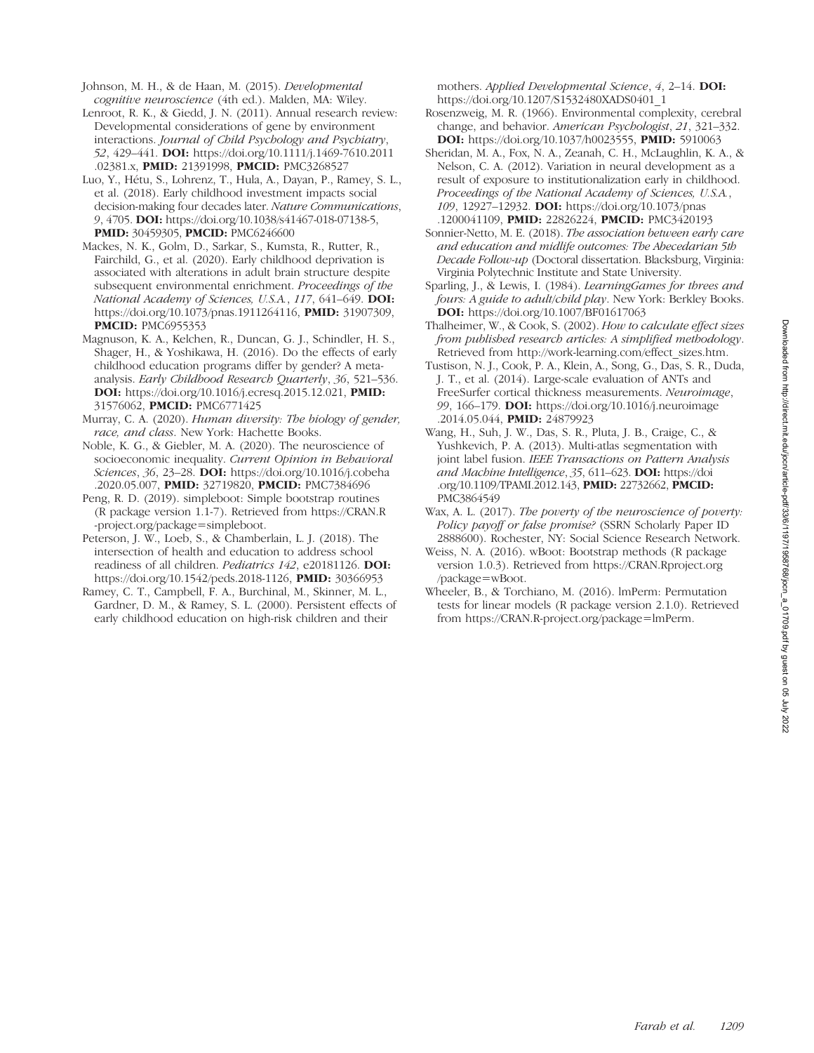Johnson, M. H., & de Haan, M. (2015). *Developmental cognitive neuroscience* (4th ed.). Malden, MA: Wiley.

Lenroot, R. K., & Giedd, J. N. (2011). Annual research review: Developmental considerations of gene by environment interactions. *Journal of Child Psychology and Psychiatry*, *52*, 429–441. **DOI:** https://doi.org/10.1111/j.1469-7610.2011.02381.x, **PMID:** 21391998, **PMCID:** PMC3268527

Luo, Y., Hétu, S., Lohrenz, T., Hula, A., Dayan, P., Ramey, S. L., et al. (2018). Early childhood investment impacts social decision-making four decades later. *Nature Communications*, *9*, 4705. **DOI:** https://doi.org/10.1038/s41467-018-07138-5, **PMID:** 30459305, **PMCID:** PMC6246600

Mackes, N. K., Golm, D., Sarkar, S., Kumsta, R., Rutter, R., Fairchild, G., et al. (2020). Early childhood deprivation is associated with alterations in adult brain structure despite subsequent environmental enrichment. *Proceedings of the National Academy of Sciences, U.S.A.*, *117*, 641–649. **DOI:** https://doi.org/10.1073/pnas.1911264116, **PMID:** 31907309, **PMCID:** PMC6955353

Magnuson, K. A., Kelchen, R., Duncan, G. J., Schindler, H. S., Shager, H., & Yoshikawa, H. (2016). Do the effects of early childhood education programs differ by gender? A meta-analysis. *Early Childhood Research Quarterly*, *36*, 521–536. **DOI:** https://doi.org/10.1016/j.ecresq.2015.12.021, **PMID:** 31576062, **PMCID:** PMC6771425

Murray, C. A. (2020). *Human diversity: The biology of gender, race, and class*. New York: Hachette Books.

Noble, K. G., & Giebler, M. A. (2020). The neuroscience of socioeconomic inequality. *Current Opinion in Behavioral Sciences*, *36*, 23–28. **DOI:** https://doi.org/10.1016/j.cobeha.2020.05.007, **PMID:** 32719820, **PMCID:** PMC7384696

Peng, R. D. (2019). simpleboot: Simple bootstrap routines (R package version 1.1-7). Retrieved from https://CRAN.R-project.org/package=simpleboot.

Peterson, J. W., Loeb, S., & Chamberlain, L. J. (2018). The intersection of health and education to address school readiness of all children. *Pediatrics 142*, e20181126. **DOI:** https://doi.org/10.1542/peds.2018-1126, **PMID:** 30366953

Ramey, C. T., Campbell, F. A., Burchinal, M., Skinner, M. L., Gardner, D. M., & Ramey, S. L. (2000). Persistent effects of early childhood education on high-risk children and their mothers. *Applied Developmental Science*, *4*, 2–14. **DOI:** https://doi.org/10.1207/S1532480XADS0401_1

Rosenzweig, M. R. (1966). Environmental complexity, cerebral change, and behavior. *American Psychologist*, *21*, 321–332. **DOI:** https://doi.org/10.1037/h0023555, **PMID:** 5910063

Sheridan, M. A., Fox, N. A., Zeanah, C. H., McLaughlin, K. A., & Nelson, C. A. (2012). Variation in neural development as a result of exposure to institutionalization early in childhood. *Proceedings of the National Academy of Sciences, U.S.A.*, *109*, 12927–12932. **DOI:** https://doi.org/10.1073/pnas.1200041109, **PMID:** 22826224, **PMCID:** PMC3420193

Sonnier-Netto, M. E. (2018). *The association between early care and education and midlife outcomes: The Abecedarian 5th Decade Follow-up* (Doctoral dissertation. Blacksburg, Virginia: Virginia Polytechnic Institute and State University.

Sparling, J., & Lewis, I. (1984). *LearningGames for threes and fours: A guide to adult/child play*. New York: Berkley Books. **DOI:** https://doi.org/10.1007/BF01617063

Thalheimer, W., & Cook, S. (2002). *How to calculate effect sizes from published research articles: A simplified methodology*. Retrieved from http://work-learning.com/effect_sizes.htm.

Tustison, N. J., Cook, P. A., Klein, A., Song, G., Das, S. R., Duda, J. T., et al. (2014). Large-scale evaluation of ANTs and FreeSurfer cortical thickness measurements. *Neuroimage*, *99*, 166–179. **DOI:** https://doi.org/10.1016/j.neuroimage.2014.05.044, **PMID:** 24879923

Wang, H., Suh, J. W., Das, S. R., Pluta, J. B., Craige, C., & Yushkevich, P. A. (2013). Multi-atlas segmentation with joint label fusion. *IEEE Transactions on Pattern Analysis and Machine Intelligence*, *35*, 611–623. **DOI:** https://doi.org/10.1109/TPAMI.2012.143, **PMID:** 22732662, **PMCID:** PMC3864549

Wax, A. L. (2017). *The poverty of the neuroscience of poverty: Policy payoff or false promise?* (SSRN Scholarly Paper ID 2888600). Rochester, NY: Social Science Research Network.

Weiss, N. A. (2016). wBoot: Bootstrap methods (R package version 1.0.3). Retrieved from https://CRAN.Rproject.org/package=wBoot.

Wheeler, B., & Torchiano, M. (2016). lmPerm: Permutation tests for linear models (R package version 2.1.0). Retrieved from https://CRAN.R-project.org/package=lmPerm.